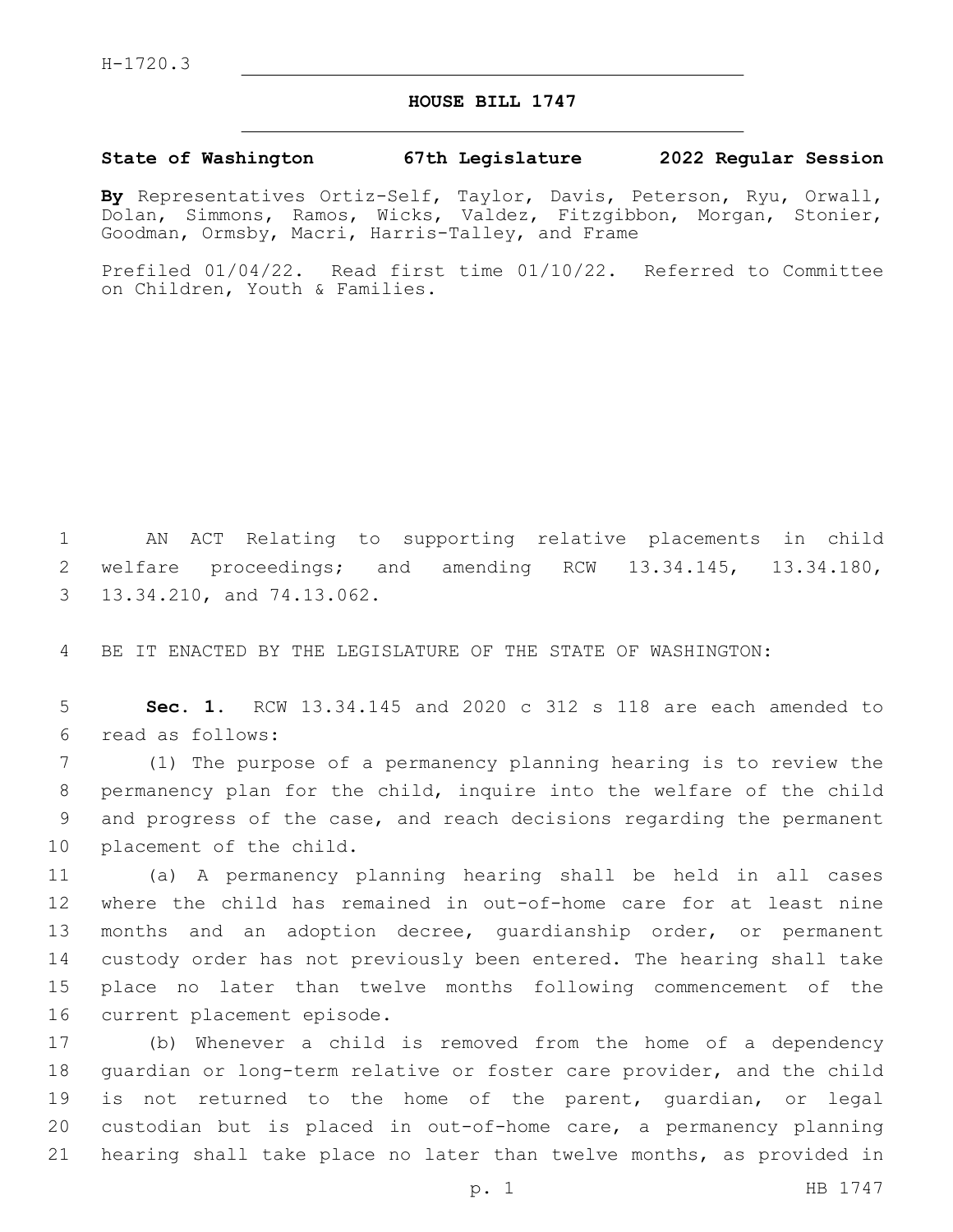H-1720.3

# HOUSE BILL 1747

**State of Washington 67th Legislature 2022 Regular Session**

**By** Representatives Ortiz-Self, Taylor, Davis, Peterson, Ryu, Orwall, Dolan, Simmons, Ramos, Wicks, Valdez, Fitzgibbon, Morgan, Stonier, Goodman, Ormsby, Macri, Harris-Talley, and Frame

Prefiled 01/04/22. Read first time 01/10/22. Referred to Committee on Children, Youth & Families.

AN ACT Relating to supporting relative placements in child welfare proceedings; and amending RCW 13.34.145, 13.34.180, 13.34.210, and 74.13.062.

BE IT ENACTED BY THE LEGISLATURE OF THE STATE OF WASHINGTON:

**Sec. 1.** RCW 13.34.145 and 2020 c 312 s 118 are each amended to read as follows:

(1) The purpose of a permanency planning hearing is to review the permanency plan for the child, inquire into the welfare of the child and progress of the case, and reach decisions regarding the permanent placement of the child.

(a) A permanency planning hearing shall be held in all cases where the child has remained in out-of-home care for at least nine months and an adoption decree, guardianship order, or permanent custody order has not previously been entered. The hearing shall take place no later than twelve months following commencement of the current placement episode.

(b) Whenever a child is removed from the home of a dependency guardian or long-term relative or foster care provider, and the child is not returned to the home of the parent, guardian, or legal custodian but is placed in out-of-home care, a permanency planning hearing shall take place no later than twelve months, as provided in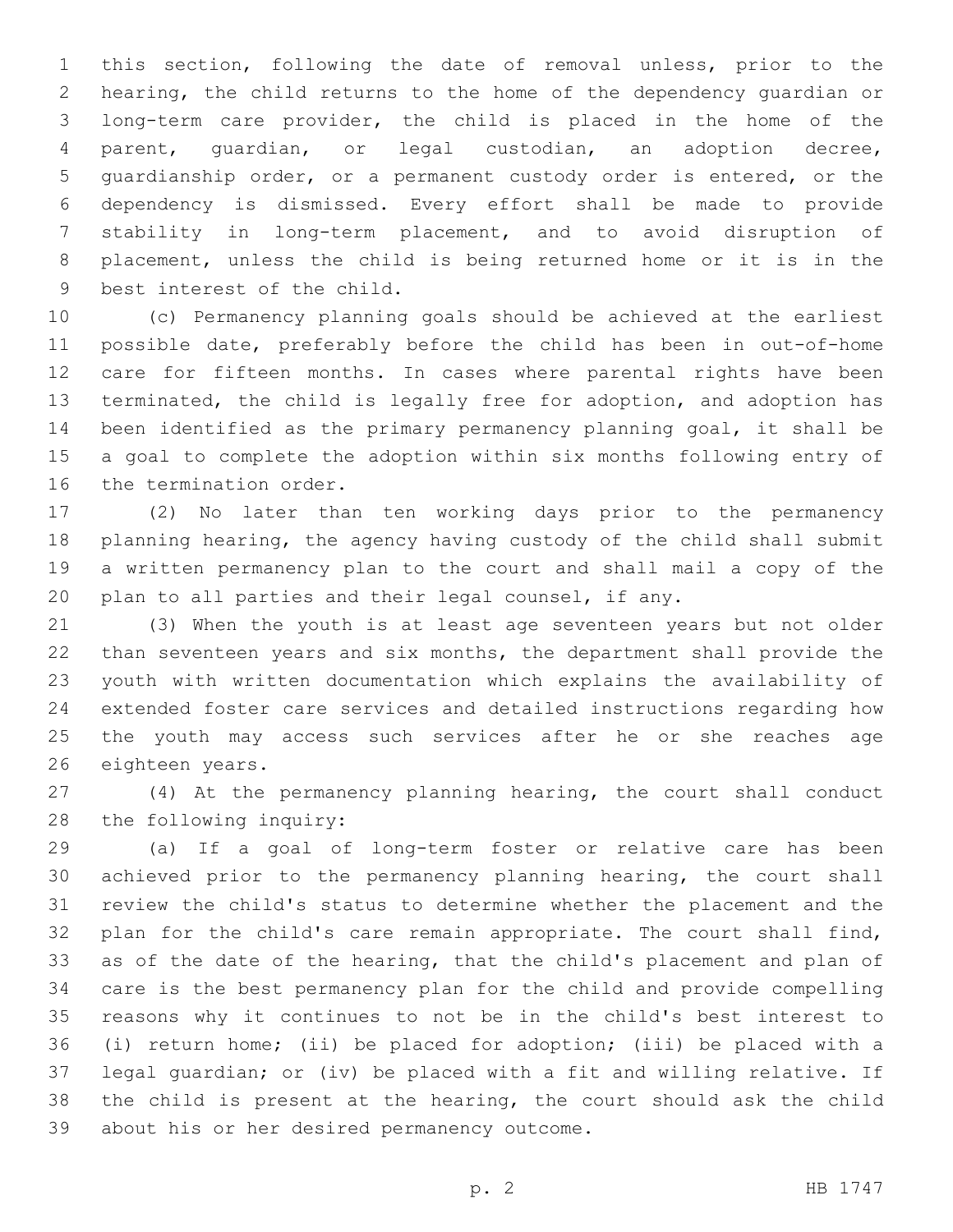this section, following the date of removal unless, prior to the hearing, the child returns to the home of the dependency guardian or long-term care provider, the child is placed in the home of the parent, guardian, or legal custodian, an adoption decree, guardianship order, or a permanent custody order is entered, or the dependency is dismissed. Every effort shall be made to provide stability in long-term placement, and to avoid disruption of placement, unless the child is being returned home or it is in the best interest of the child.

(c) Permanency planning goals should be achieved at the earliest possible date, preferably before the child has been in out-of-home care for fifteen months. In cases where parental rights have been terminated, the child is legally free for adoption, and adoption has been identified as the primary permanency planning goal, it shall be a goal to complete the adoption within six months following entry of the termination order.

(2) No later than ten working days prior to the permanency planning hearing, the agency having custody of the child shall submit a written permanency plan to the court and shall mail a copy of the plan to all parties and their legal counsel, if any.

(3) When the youth is at least age seventeen years but not older than seventeen years and six months, the department shall provide the youth with written documentation which explains the availability of extended foster care services and detailed instructions regarding how the youth may access such services after he or she reaches age eighteen years.

(4) At the permanency planning hearing, the court shall conduct the following inquiry:

(a) If a goal of long-term foster or relative care has been achieved prior to the permanency planning hearing, the court shall review the child's status to determine whether the placement and the plan for the child's care remain appropriate. The court shall find, as of the date of the hearing, that the child's placement and plan of care is the best permanency plan for the child and provide compelling reasons why it continues to not be in the child's best interest to (i) return home; (ii) be placed for adoption; (iii) be placed with a legal guardian; or (iv) be placed with a fit and willing relative. If the child is present at the hearing, the court should ask the child about his or her desired permanency outcome.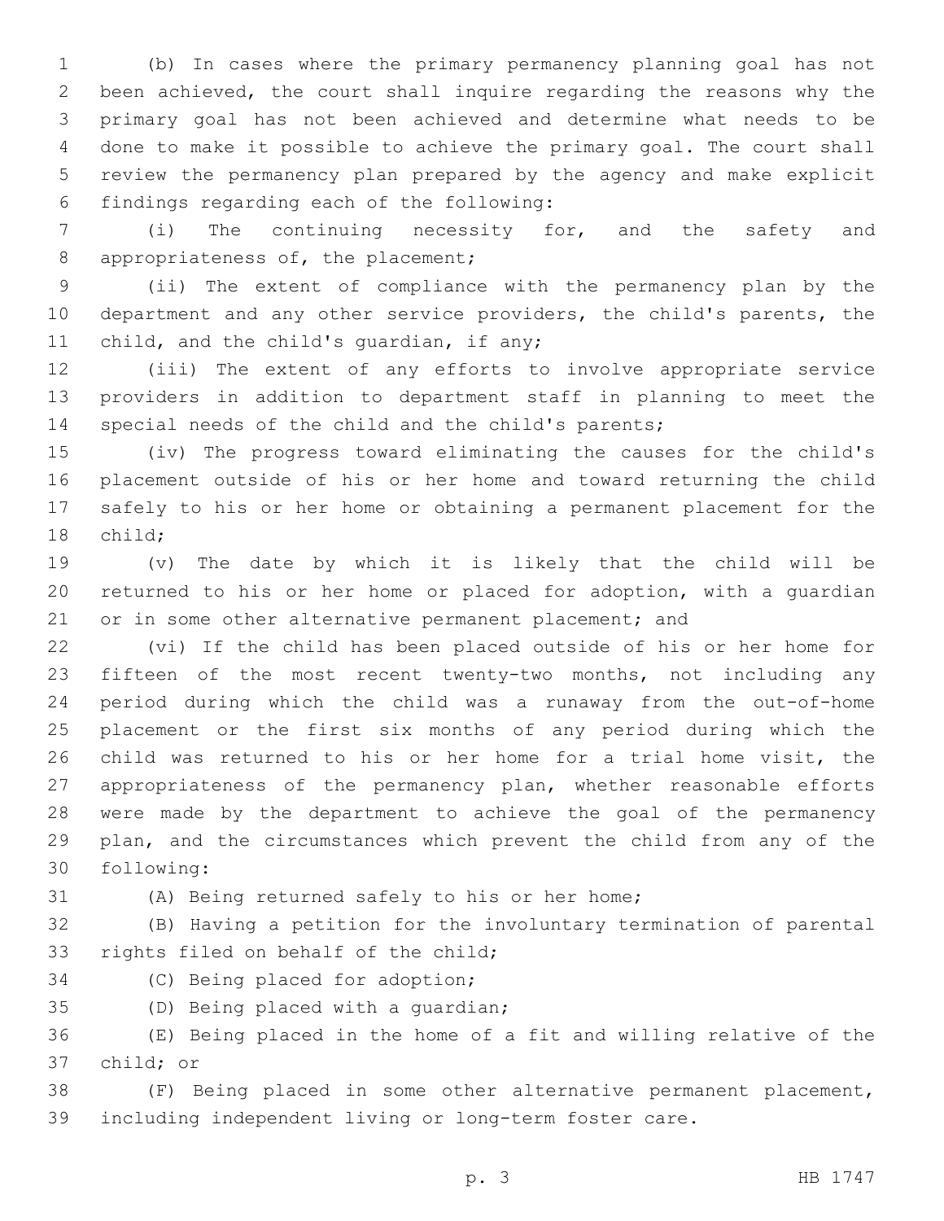(b) In cases where the primary permanency planning goal has not been achieved, the court shall inquire regarding the reasons why the primary goal has not been achieved and determine what needs to be done to make it possible to achieve the primary goal. The court shall review the permanency plan prepared by the agency and make explicit findings regarding each of the following:

(i) The continuing necessity for, and the safety and appropriateness of, the placement;

(ii) The extent of compliance with the permanency plan by the department and any other service providers, the child's parents, the child, and the child's guardian, if any;

(iii) The extent of any efforts to involve appropriate service providers in addition to department staff in planning to meet the special needs of the child and the child's parents;

(iv) The progress toward eliminating the causes for the child's placement outside of his or her home and toward returning the child safely to his or her home or obtaining a permanent placement for the child;

(v) The date by which it is likely that the child will be returned to his or her home or placed for adoption, with a guardian or in some other alternative permanent placement; and

(vi) If the child has been placed outside of his or her home for fifteen of the most recent twenty-two months, not including any period during which the child was a runaway from the out-of-home placement or the first six months of any period during which the child was returned to his or her home for a trial home visit, the appropriateness of the permanency plan, whether reasonable efforts were made by the department to achieve the goal of the permanency plan, and the circumstances which prevent the child from any of the following:

(A) Being returned safely to his or her home;

(B) Having a petition for the involuntary termination of parental rights filed on behalf of the child;

(C) Being placed for adoption;

(D) Being placed with a guardian;

(E) Being placed in the home of a fit and willing relative of the child; or

(F) Being placed in some other alternative permanent placement, including independent living or long-term foster care.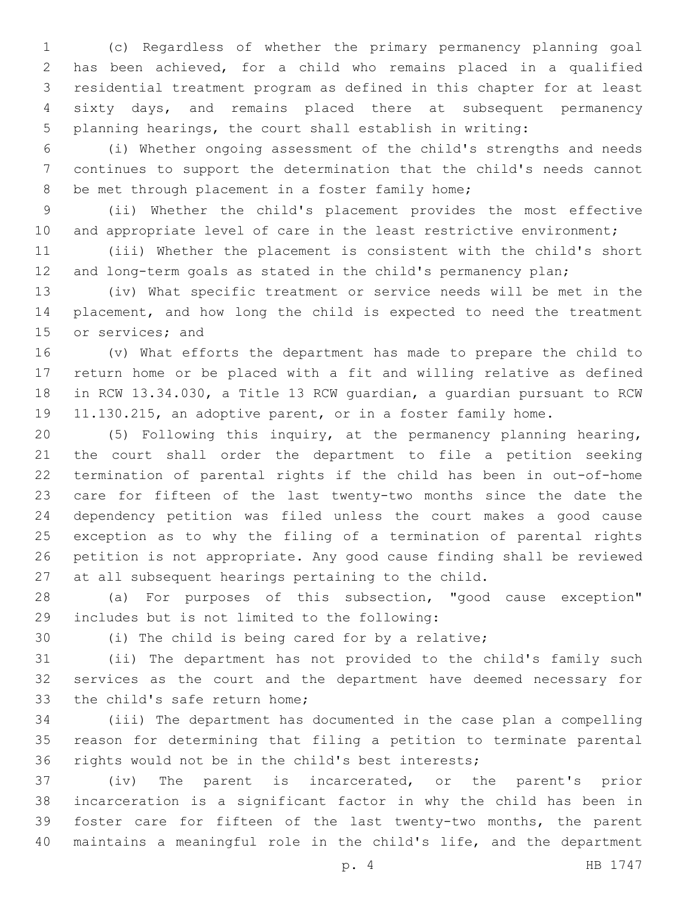(c) Regardless of whether the primary permanency planning goal has been achieved, for a child who remains placed in a qualified residential treatment program as defined in this chapter for at least sixty days, and remains placed there at subsequent permanency planning hearings, the court shall establish in writing:

(i) Whether ongoing assessment of the child's strengths and needs continues to support the determination that the child's needs cannot be met through placement in a foster family home;

(ii) Whether the child's placement provides the most effective and appropriate level of care in the least restrictive environment;

(iii) Whether the placement is consistent with the child's short and long-term goals as stated in the child's permanency plan;

(iv) What specific treatment or service needs will be met in the placement, and how long the child is expected to need the treatment or services; and

(v) What efforts the department has made to prepare the child to return home or be placed with a fit and willing relative as defined in RCW 13.34.030, a Title 13 RCW guardian, a guardian pursuant to RCW 11.130.215, an adoptive parent, or in a foster family home.

(5) Following this inquiry, at the permanency planning hearing, the court shall order the department to file a petition seeking termination of parental rights if the child has been in out-of-home care for fifteen of the last twenty-two months since the date the dependency petition was filed unless the court makes a good cause exception as to why the filing of a termination of parental rights petition is not appropriate. Any good cause finding shall be reviewed at all subsequent hearings pertaining to the child.

(a) For purposes of this subsection, "good cause exception" includes but is not limited to the following:

(i) The child is being cared for by a relative;

(ii) The department has not provided to the child's family such services as the court and the department have deemed necessary for the child's safe return home;

(iii) The department has documented in the case plan a compelling reason for determining that filing a petition to terminate parental rights would not be in the child's best interests;

(iv) The parent is incarcerated, or the parent's prior incarceration is a significant factor in why the child has been in foster care for fifteen of the last twenty-two months, the parent maintains a meaningful role in the child's life, and the department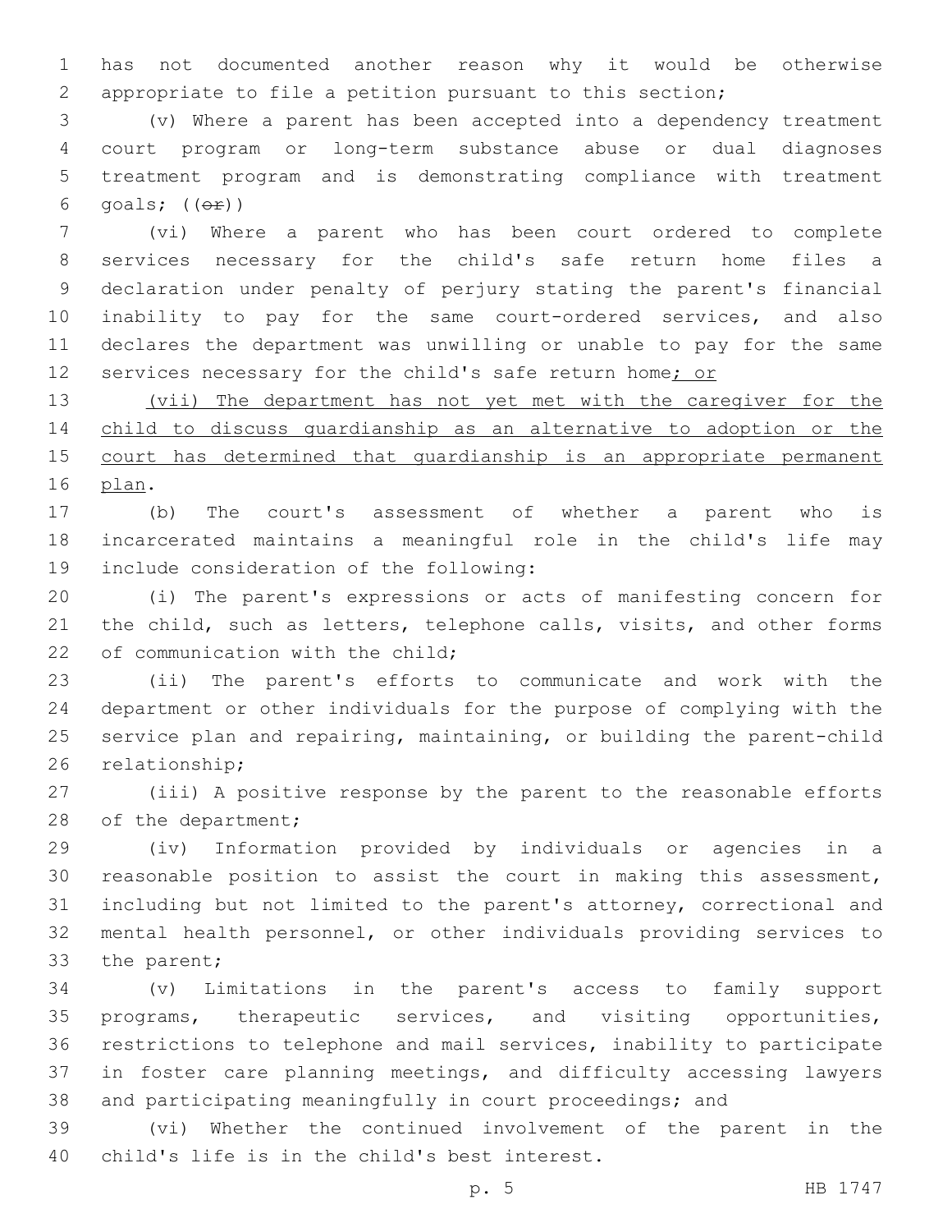has not documented another reason why it would be otherwise appropriate to file a petition pursuant to this section;

(v) Where a parent has been accepted into a dependency treatment court program or long-term substance abuse or dual diagnoses treatment program and is demonstrating compliance with treatment goals; ((~~or~~))

(vi) Where a parent who has been court ordered to complete services necessary for the child's safe return home files a declaration under penalty of perjury stating the parent's financial inability to pay for the same court-ordered services, and also declares the department was unwilling or unable to pay for the same services necessary for the child's safe return home<u>; or</u>

<u>(vii) The department has not yet met with the caregiver for the child to discuss guardianship as an alternative to adoption or the court has determined that guardianship is an appropriate permanent plan</u>.

(b) The court's assessment of whether a parent who is incarcerated maintains a meaningful role in the child's life may include consideration of the following:

(i) The parent's expressions or acts of manifesting concern for the child, such as letters, telephone calls, visits, and other forms of communication with the child;

(ii) The parent's efforts to communicate and work with the department or other individuals for the purpose of complying with the service plan and repairing, maintaining, or building the parent-child relationship;

(iii) A positive response by the parent to the reasonable efforts of the department;

(iv) Information provided by individuals or agencies in a reasonable position to assist the court in making this assessment, including but not limited to the parent's attorney, correctional and mental health personnel, or other individuals providing services to the parent;

(v) Limitations in the parent's access to family support programs, therapeutic services, and visiting opportunities, restrictions to telephone and mail services, inability to participate in foster care planning meetings, and difficulty accessing lawyers and participating meaningfully in court proceedings; and

(vi) Whether the continued involvement of the parent in the child's life is in the child's best interest.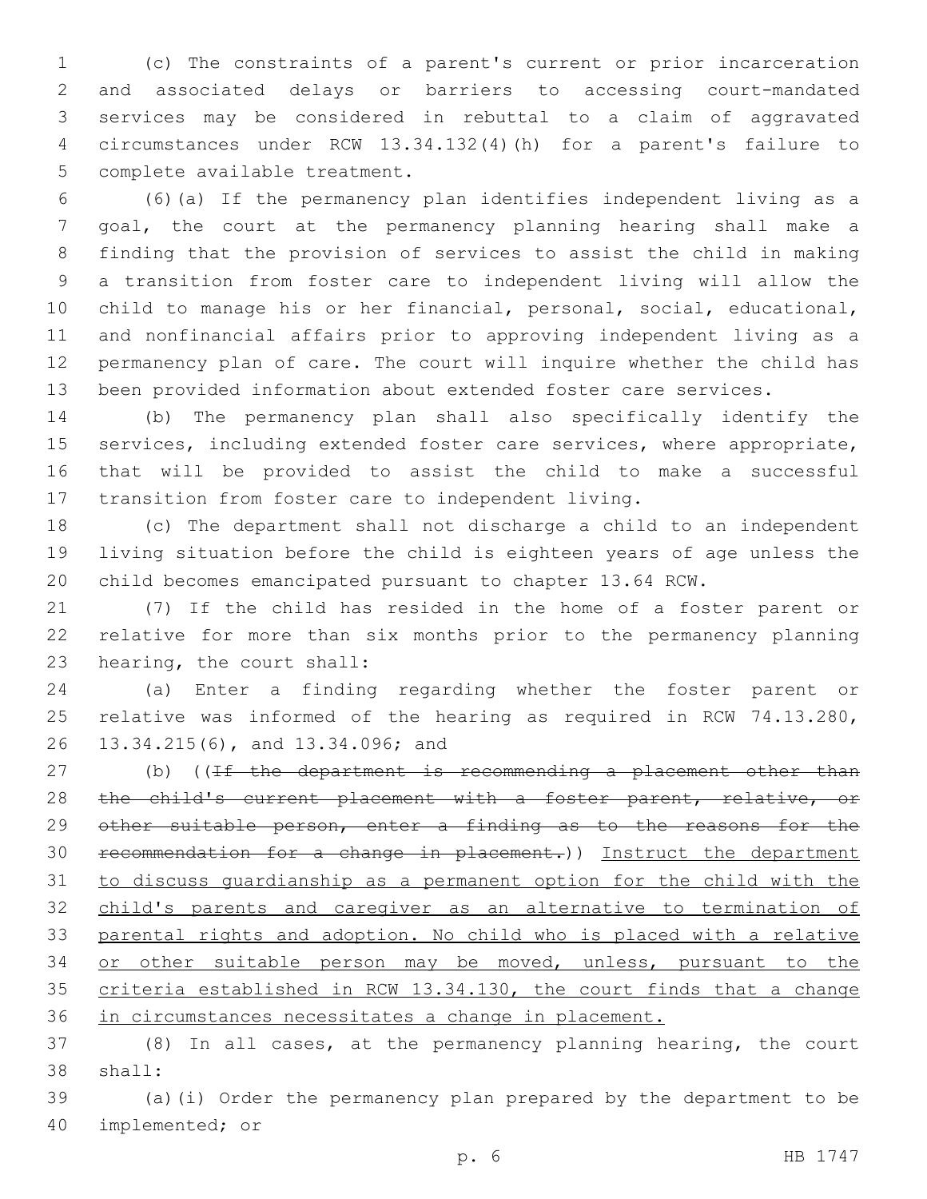(c) The constraints of a parent's current or prior incarceration and associated delays or barriers to accessing court-mandated services may be considered in rebuttal to a claim of aggravated circumstances under RCW 13.34.132(4)(h) for a parent's failure to complete available treatment.

(6)(a) If the permanency plan identifies independent living as a goal, the court at the permanency planning hearing shall make a finding that the provision of services to assist the child in making a transition from foster care to independent living will allow the child to manage his or her financial, personal, social, educational, and nonfinancial affairs prior to approving independent living as a permanency plan of care. The court will inquire whether the child has been provided information about extended foster care services.

(b) The permanency plan shall also specifically identify the services, including extended foster care services, where appropriate, that will be provided to assist the child to make a successful transition from foster care to independent living.

(c) The department shall not discharge a child to an independent living situation before the child is eighteen years of age unless the child becomes emancipated pursuant to chapter 13.64 RCW.

(7) If the child has resided in the home of a foster parent or relative for more than six months prior to the permanency planning hearing, the court shall:

(a) Enter a finding regarding whether the foster parent or relative was informed of the hearing as required in RCW 74.13.280, 13.34.215(6), and 13.34.096; and

(b) ((~~If the department is recommending a placement other than the child's current placement with a foster parent, relative, or other suitable person, enter a finding as to the reasons for the recommendation for a change in placement.~~)) <u>Instruct the department to discuss guardianship as a permanent option for the child with the child's parents and caregiver as an alternative to termination of parental rights and adoption. No child who is placed with a relative or other suitable person may be moved, unless, pursuant to the criteria established in RCW 13.34.130, the court finds that a change in circumstances necessitates a change in placement.</u>

(8) In all cases, at the permanency planning hearing, the court shall:

(a)(i) Order the permanency plan prepared by the department to be implemented; or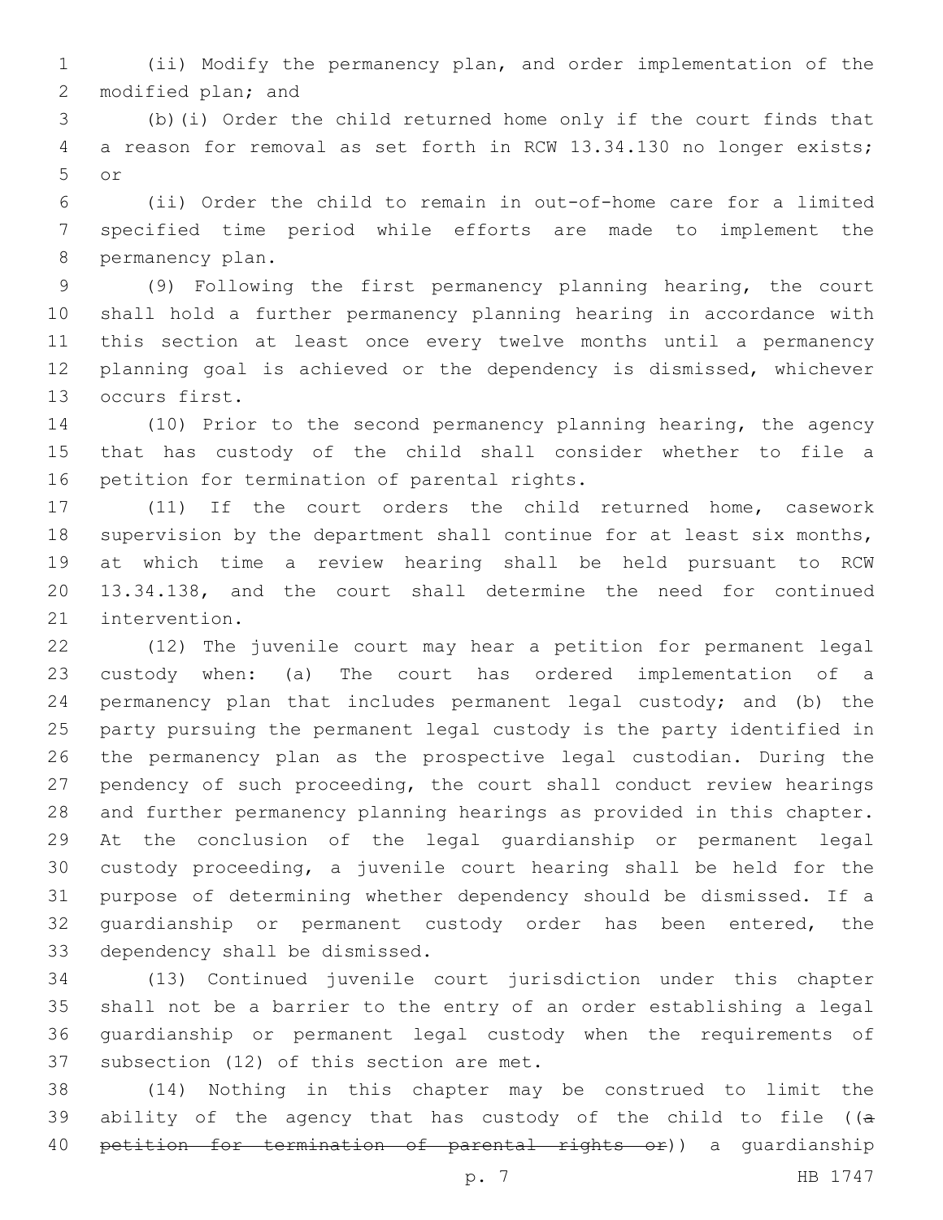(ii) Modify the permanency plan, and order implementation of the modified plan; and

(b)(i) Order the child returned home only if the court finds that a reason for removal as set forth in RCW 13.34.130 no longer exists; or

(ii) Order the child to remain in out-of-home care for a limited specified time period while efforts are made to implement the permanency plan.

(9) Following the first permanency planning hearing, the court shall hold a further permanency planning hearing in accordance with this section at least once every twelve months until a permanency planning goal is achieved or the dependency is dismissed, whichever occurs first.

(10) Prior to the second permanency planning hearing, the agency that has custody of the child shall consider whether to file a petition for termination of parental rights.

(11) If the court orders the child returned home, casework supervision by the department shall continue for at least six months, at which time a review hearing shall be held pursuant to RCW 13.34.138, and the court shall determine the need for continued intervention.

(12) The juvenile court may hear a petition for permanent legal custody when: (a) The court has ordered implementation of a permanency plan that includes permanent legal custody; and (b) the party pursuing the permanent legal custody is the party identified in the permanency plan as the prospective legal custodian. During the pendency of such proceeding, the court shall conduct review hearings and further permanency planning hearings as provided in this chapter. At the conclusion of the legal guardianship or permanent legal custody proceeding, a juvenile court hearing shall be held for the purpose of determining whether dependency should be dismissed. If a guardianship or permanent custody order has been entered, the dependency shall be dismissed.

(13) Continued juvenile court jurisdiction under this chapter shall not be a barrier to the entry of an order establishing a legal guardianship or permanent legal custody when the requirements of subsection (12) of this section are met.

(14) Nothing in this chapter may be construed to limit the ability of the agency that has custody of the child to file ((~~a petition for termination of parental rights or~~)) a guardianship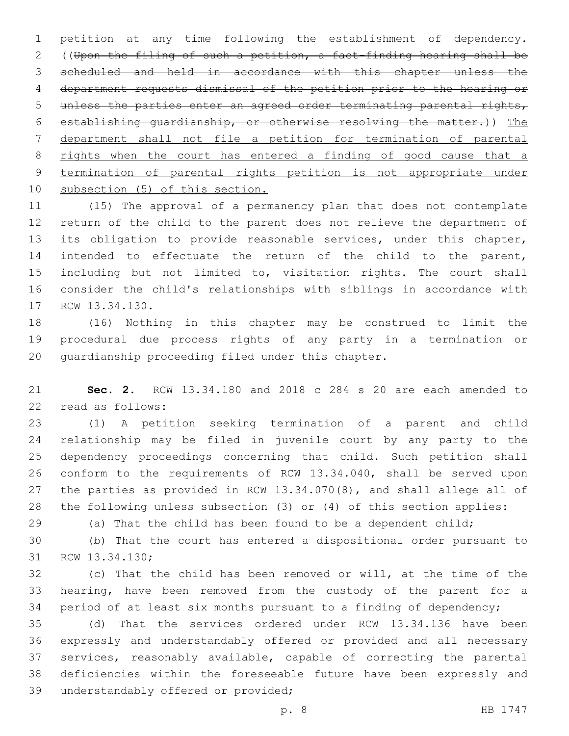petition at any time following the establishment of dependency. ((~~Upon the filing of such a petition, a fact-finding hearing shall be scheduled and held in accordance with this chapter unless the department requests dismissal of the petition prior to the hearing or unless the parties enter an agreed order terminating parental rights, establishing guardianship, or otherwise resolving the matter.~~)) <u>The department shall not file a petition for termination of parental rights when the court has entered a finding of good cause that a termination of parental rights petition is not appropriate under subsection (5) of this section.</u>

(15) The approval of a permanency plan that does not contemplate return of the child to the parent does not relieve the department of its obligation to provide reasonable services, under this chapter, intended to effectuate the return of the child to the parent, including but not limited to, visitation rights. The court shall consider the child's relationships with siblings in accordance with RCW 13.34.130.

(16) Nothing in this chapter may be construed to limit the procedural due process rights of any party in a termination or guardianship proceeding filed under this chapter.

**Sec. 2.** RCW 13.34.180 and 2018 c 284 s 20 are each amended to read as follows:

(1) A petition seeking termination of a parent and child relationship may be filed in juvenile court by any party to the dependency proceedings concerning that child. Such petition shall conform to the requirements of RCW 13.34.040, shall be served upon the parties as provided in RCW 13.34.070(8), and shall allege all of the following unless subsection (3) or (4) of this section applies:

(a) That the child has been found to be a dependent child;

(b) That the court has entered a dispositional order pursuant to RCW 13.34.130;

(c) That the child has been removed or will, at the time of the hearing, have been removed from the custody of the parent for a period of at least six months pursuant to a finding of dependency;

(d) That the services ordered under RCW 13.34.136 have been expressly and understandably offered or provided and all necessary services, reasonably available, capable of correcting the parental deficiencies within the foreseeable future have been expressly and understandably offered or provided;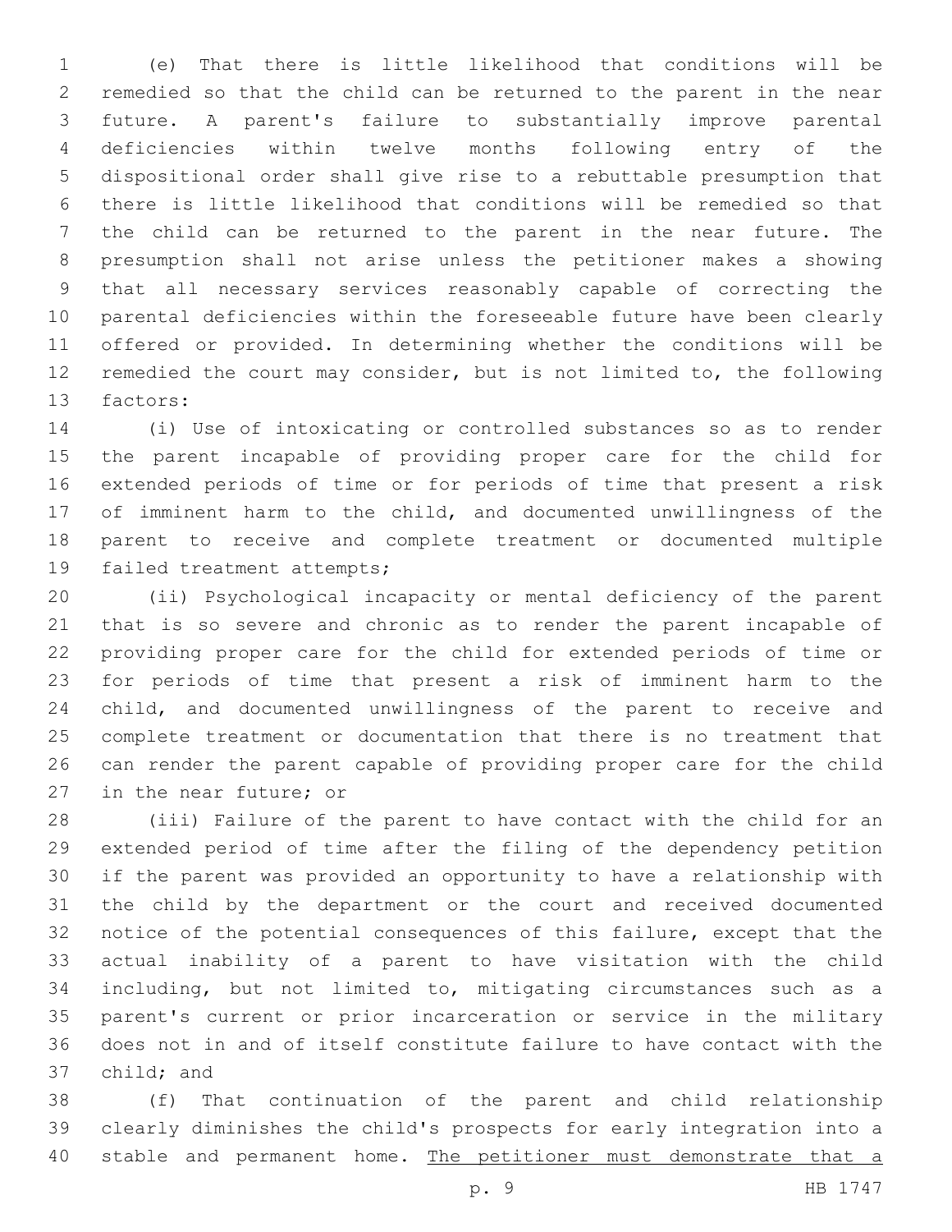(e) That there is little likelihood that conditions will be remedied so that the child can be returned to the parent in the near future. A parent's failure to substantially improve parental deficiencies within twelve months following entry of the dispositional order shall give rise to a rebuttable presumption that there is little likelihood that conditions will be remedied so that the child can be returned to the parent in the near future. The presumption shall not arise unless the petitioner makes a showing that all necessary services reasonably capable of correcting the parental deficiencies within the foreseeable future have been clearly offered or provided. In determining whether the conditions will be remedied the court may consider, but is not limited to, the following factors:

(i) Use of intoxicating or controlled substances so as to render the parent incapable of providing proper care for the child for extended periods of time or for periods of time that present a risk of imminent harm to the child, and documented unwillingness of the parent to receive and complete treatment or documented multiple failed treatment attempts;

(ii) Psychological incapacity or mental deficiency of the parent that is so severe and chronic as to render the parent incapable of providing proper care for the child for extended periods of time or for periods of time that present a risk of imminent harm to the child, and documented unwillingness of the parent to receive and complete treatment or documentation that there is no treatment that can render the parent capable of providing proper care for the child in the near future; or

(iii) Failure of the parent to have contact with the child for an extended period of time after the filing of the dependency petition if the parent was provided an opportunity to have a relationship with the child by the department or the court and received documented notice of the potential consequences of this failure, except that the actual inability of a parent to have visitation with the child including, but not limited to, mitigating circumstances such as a parent's current or prior incarceration or service in the military does not in and of itself constitute failure to have contact with the child; and

(f) That continuation of the parent and child relationship clearly diminishes the child's prospects for early integration into a stable and permanent home. <u>The petitioner must demonstrate that a</u>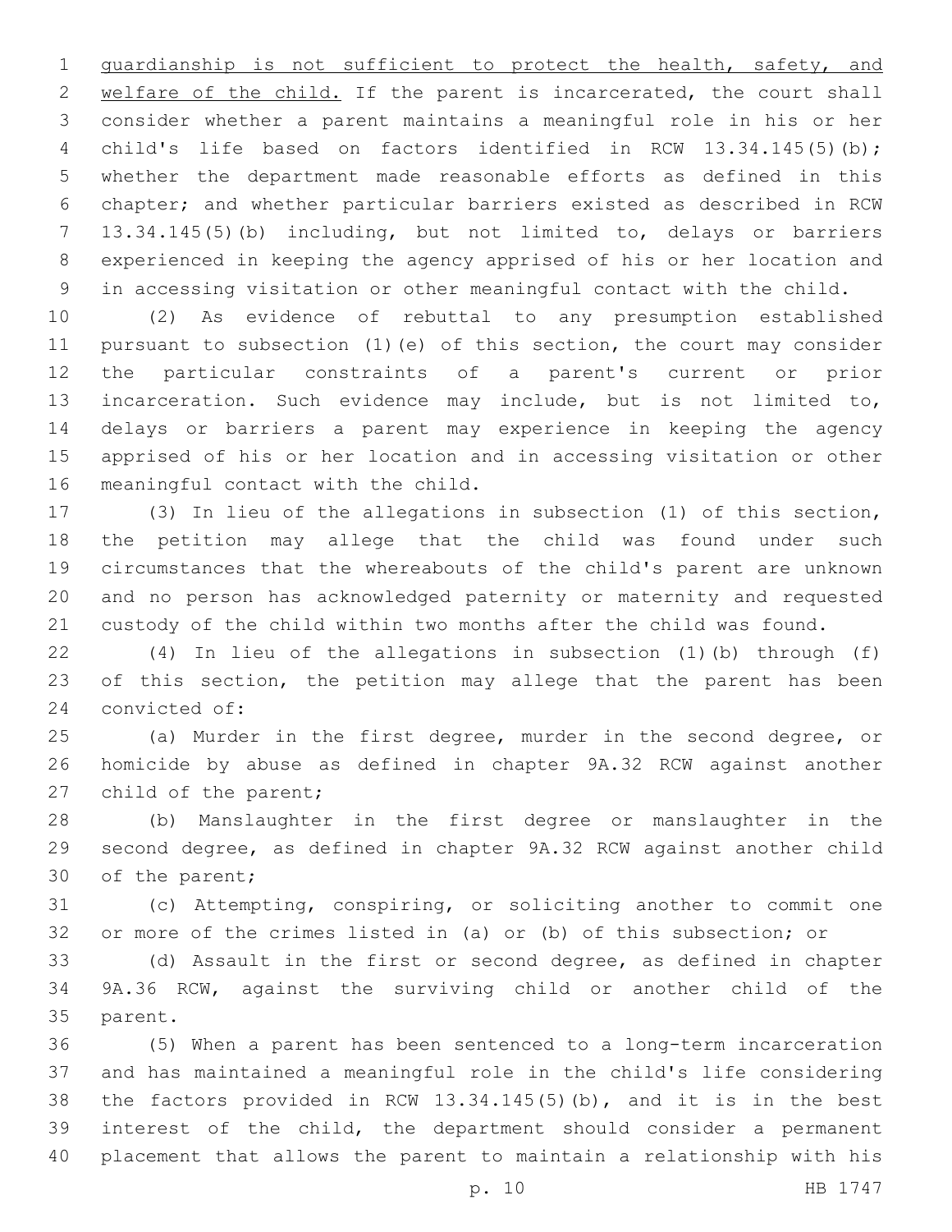<u>guardianship is not sufficient to protect the health, safety, and welfare of the child.</u> If the parent is incarcerated, the court shall consider whether a parent maintains a meaningful role in his or her child's life based on factors identified in RCW 13.34.145(5)(b); whether the department made reasonable efforts as defined in this chapter; and whether particular barriers existed as described in RCW 13.34.145(5)(b) including, but not limited to, delays or barriers experienced in keeping the agency apprised of his or her location and in accessing visitation or other meaningful contact with the child.

(2) As evidence of rebuttal to any presumption established pursuant to subsection (1)(e) of this section, the court may consider the particular constraints of a parent's current or prior incarceration. Such evidence may include, but is not limited to, delays or barriers a parent may experience in keeping the agency apprised of his or her location and in accessing visitation or other meaningful contact with the child.

(3) In lieu of the allegations in subsection (1) of this section, the petition may allege that the child was found under such circumstances that the whereabouts of the child's parent are unknown and no person has acknowledged paternity or maternity and requested custody of the child within two months after the child was found.

(4) In lieu of the allegations in subsection (1)(b) through (f) of this section, the petition may allege that the parent has been convicted of:

(a) Murder in the first degree, murder in the second degree, or homicide by abuse as defined in chapter 9A.32 RCW against another child of the parent;

(b) Manslaughter in the first degree or manslaughter in the second degree, as defined in chapter 9A.32 RCW against another child of the parent;

(c) Attempting, conspiring, or soliciting another to commit one or more of the crimes listed in (a) or (b) of this subsection; or

(d) Assault in the first or second degree, as defined in chapter 9A.36 RCW, against the surviving child or another child of the parent.

(5) When a parent has been sentenced to a long-term incarceration and has maintained a meaningful role in the child's life considering the factors provided in RCW 13.34.145(5)(b), and it is in the best interest of the child, the department should consider a permanent placement that allows the parent to maintain a relationship with his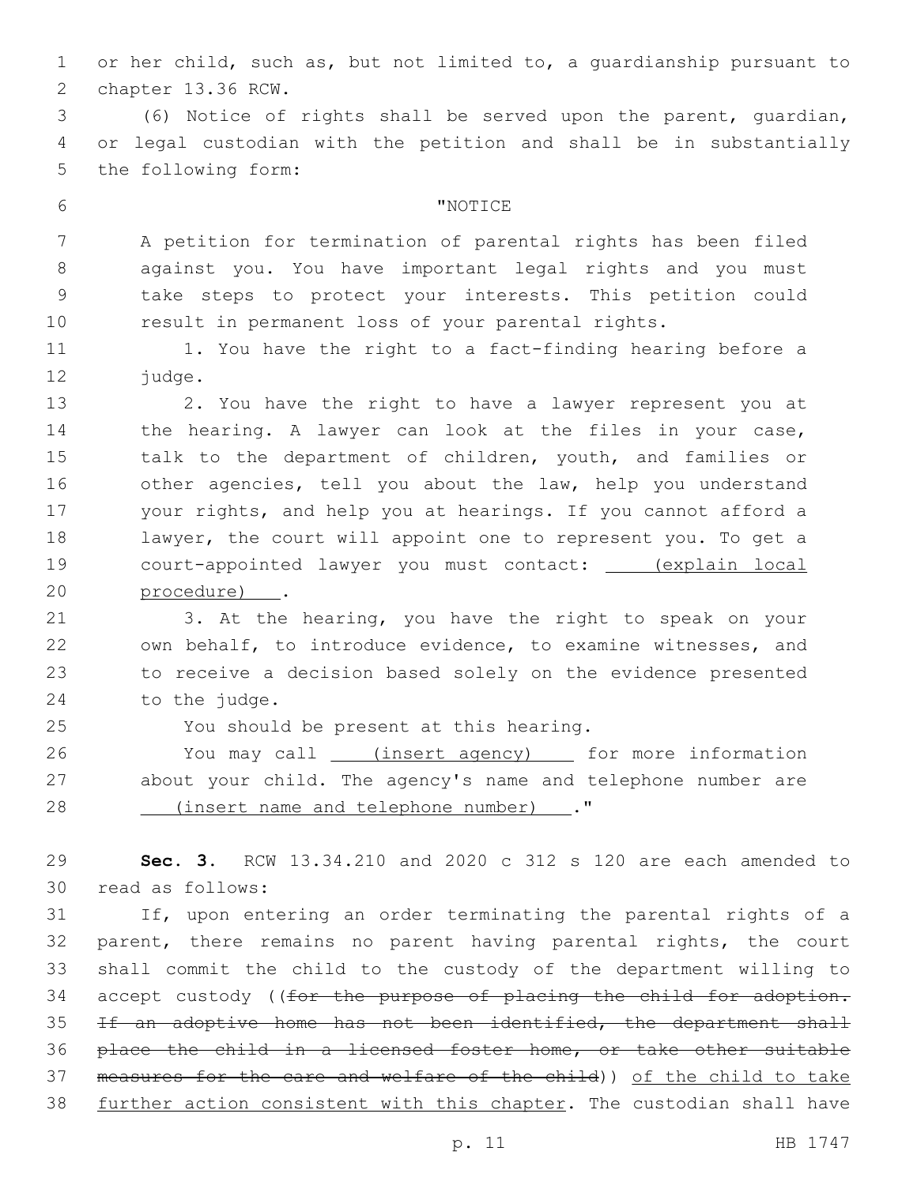or her child, such as, but not limited to, a guardianship pursuant to chapter 13.36 RCW.

(6) Notice of rights shall be served upon the parent, guardian, or legal custodian with the petition and shall be in substantially the following form:

"NOTICE

A petition for termination of parental rights has been filed against you. You have important legal rights and you must take steps to protect your interests. This petition could result in permanent loss of your parental rights.

1. You have the right to a fact-finding hearing before a judge.

2. You have the right to have a lawyer represent you at the hearing. A lawyer can look at the files in your case, talk to the department of children, youth, and families or other agencies, tell you about the law, help you understand your rights, and help you at hearings. If you cannot afford a lawyer, the court will appoint one to represent you. To get a court-appointed lawyer you must contact: (explain local procedure) .

3. At the hearing, you have the right to speak on your own behalf, to introduce evidence, to examine witnesses, and to receive a decision based solely on the evidence presented to the judge.

You should be present at this hearing.

You may call (insert agency) for more information about your child. The agency's name and telephone number are (insert name and telephone number) ."

**Sec. 3.** RCW 13.34.210 and 2020 c 312 s 120 are each amended to read as follows:

If, upon entering an order terminating the parental rights of a parent, there remains no parent having parental rights, the court shall commit the child to the custody of the department willing to accept custody ((~~for the purpose of placing the child for adoption. If an adoptive home has not been identified, the department shall place the child in a licensed foster home, or take other suitable measures for the care and welfare of the child~~)) <u>of the child to take further action consistent with this chapter</u>. The custodian shall have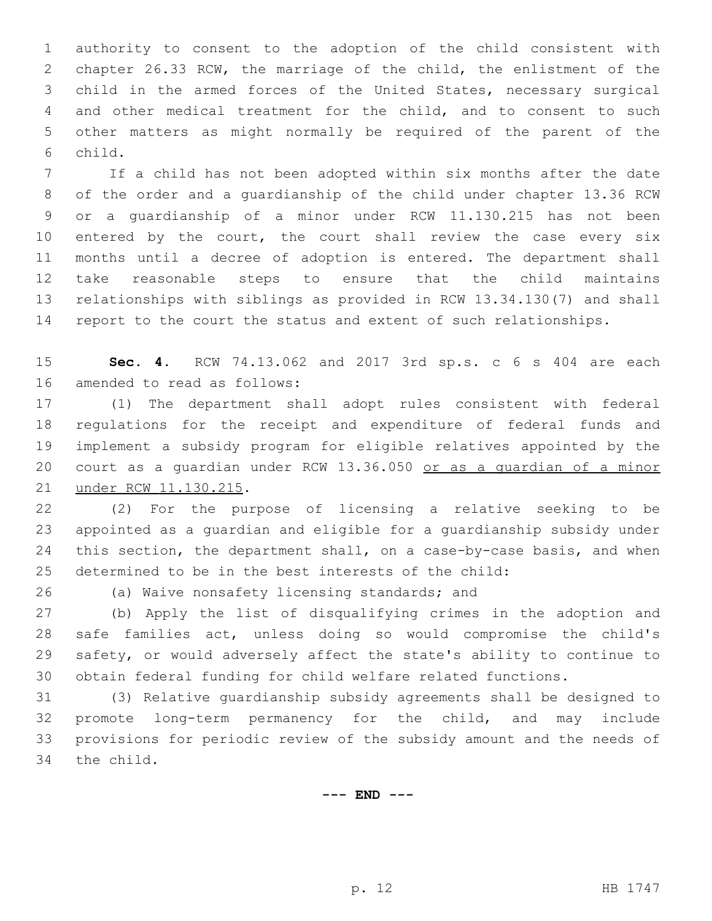authority to consent to the adoption of the child consistent with chapter 26.33 RCW, the marriage of the child, the enlistment of the child in the armed forces of the United States, necessary surgical and other medical treatment for the child, and to consent to such other matters as might normally be required of the parent of the child.

If a child has not been adopted within six months after the date of the order and a guardianship of the child under chapter 13.36 RCW or a guardianship of a minor under RCW 11.130.215 has not been entered by the court, the court shall review the case every six months until a decree of adoption is entered. The department shall take reasonable steps to ensure that the child maintains relationships with siblings as provided in RCW 13.34.130(7) and shall report to the court the status and extent of such relationships.

**Sec. 4.** RCW 74.13.062 and 2017 3rd sp.s. c 6 s 404 are each amended to read as follows:

(1) The department shall adopt rules consistent with federal regulations for the receipt and expenditure of federal funds and implement a subsidy program for eligible relatives appointed by the court as a guardian under RCW 13.36.050 <u>or as a guardian of a minor under RCW 11.130.215</u>.

(2) For the purpose of licensing a relative seeking to be appointed as a guardian and eligible for a guardianship subsidy under this section, the department shall, on a case-by-case basis, and when determined to be in the best interests of the child:

(a) Waive nonsafety licensing standards; and

(b) Apply the list of disqualifying crimes in the adoption and safe families act, unless doing so would compromise the child's safety, or would adversely affect the state's ability to continue to obtain federal funding for child welfare related functions.

(3) Relative guardianship subsidy agreements shall be designed to promote long-term permanency for the child, and may include provisions for periodic review of the subsidy amount and the needs of the child.

**--- END ---**